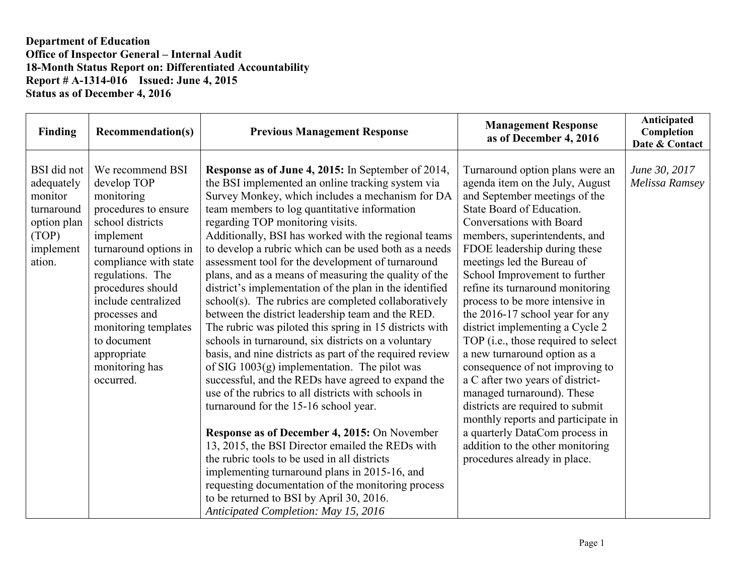**Department of Education**
**Office of Inspector General – Internal Audit**
**18-Month Status Report on: Differentiated Accountability**
**Report # A-1314-016 Issued: June 4, 2015**
**Status as of December 4, 2016**

| Finding | Recommendation(s) | Previous Management Response | Management Response as of December 4, 2016 | Anticipated Completion Date & Contact |
|---|---|---|---|---|
| BSI did not adequately monitor turnaround option plan (TOP) implementation. | We recommend BSI develop TOP monitoring procedures to ensure school districts implement turnaround options in compliance with state regulations. The procedures should include centralized processes and monitoring templates to document appropriate monitoring has occurred. | **Response as of June 4, 2015:** In September of 2014, the BSI implemented an online tracking system via Survey Monkey, which includes a mechanism for DA team members to log quantitative information regarding TOP monitoring visits.<br>Additionally, BSI has worked with the regional teams to develop a rubric which can be used both as a needs assessment tool for the development of turnaround plans, and as a means of measuring the quality of the district's implementation of the plan in the identified school(s). The rubrics are completed collaboratively between the district leadership team and the RED. The rubric was piloted this spring in 15 districts with schools in turnaround, six districts on a voluntary basis, and nine districts as part of the required review of SIG 1003(g) implementation. The pilot was successful, and the REDs have agreed to expand the use of the rubrics to all districts with schools in turnaround for the 15-16 school year.<br><br>**Response as of December 4, 2015:** On November 13, 2015, the BSI Director emailed the REDs with the rubric tools to be used in all districts implementing turnaround plans in 2015-16, and requesting documentation of the monitoring process to be returned to BSI by April 30, 2016.<br>*Anticipated Completion: May 15, 2016* | Turnaround option plans were an agenda item on the July, August and September meetings of the State Board of Education. Conversations with Board members, superintendents, and FDOE leadership during these meetings led the Bureau of School Improvement to further refine its turnaround monitoring process to be more intensive in the 2016-17 school year for any district implementing a Cycle 2 TOP (i.e., those required to select a new turnaround option as a consequence of not improving to a C after two years of district-managed turnaround). These districts are required to submit monthly reports and participate in a quarterly DataCom process in addition to the other monitoring procedures already in place. | *June 30, 2017*<br>*Melissa Ramsey* |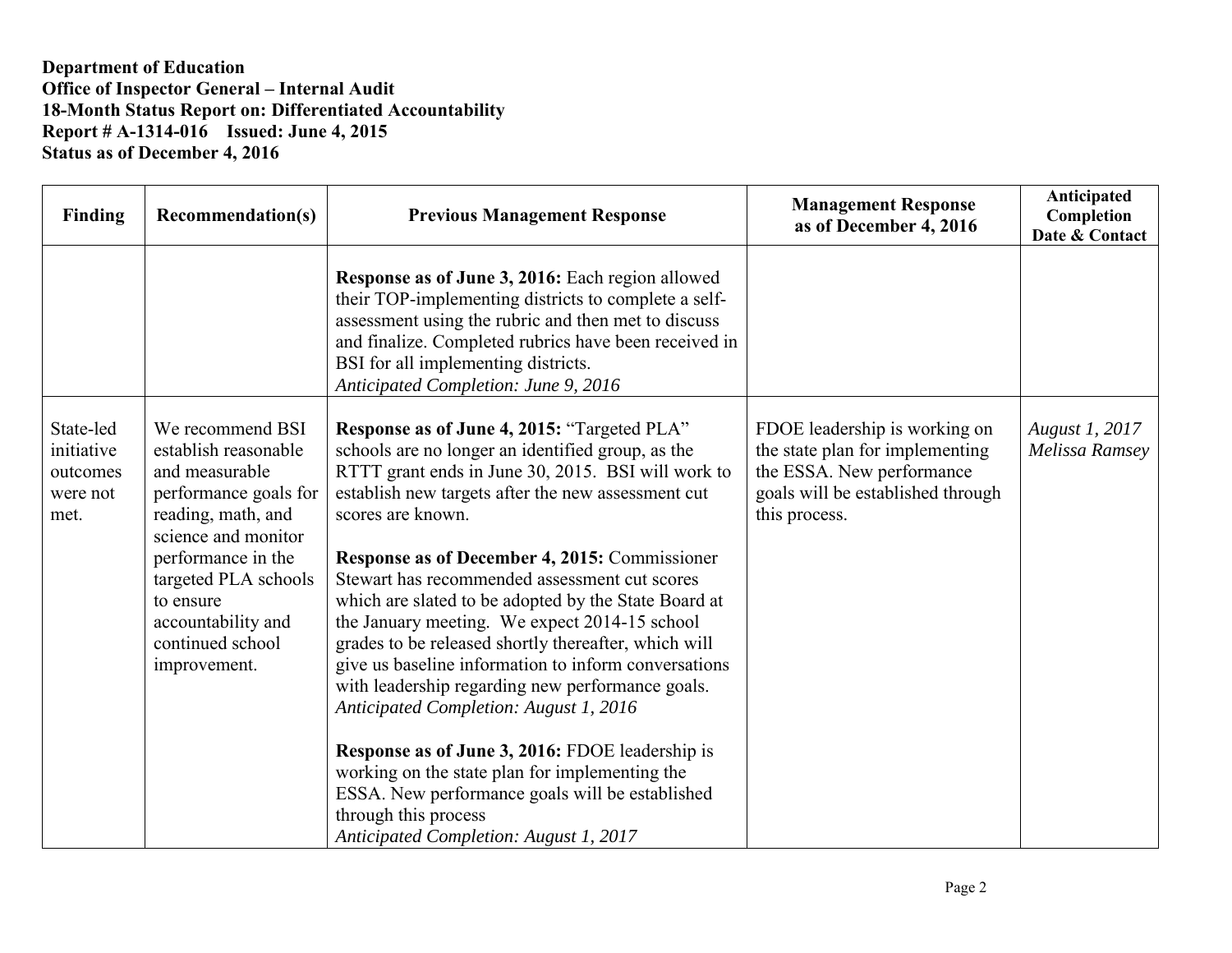**Department of Education**
**Office of Inspector General – Internal Audit**
**18-Month Status Report on: Differentiated Accountability**
**Report # A-1314-016 Issued: June 4, 2015**
**Status as of December 4, 2016**

| Finding | Recommendation(s) | Previous Management Response | Management Response as of December 4, 2016 | Anticipated Completion Date & Contact |
|---|---|---|---|---|
| | | **Response as of June 3, 2016:** Each region allowed their TOP-implementing districts to complete a self-assessment using the rubric and then met to discuss and finalize. Completed rubrics have been received in BSI for all implementing districts. *Anticipated Completion: June 9, 2016* | | |
| State-led initiative outcomes were not met. | We recommend BSI establish reasonable and measurable performance goals for reading, math, and science and monitor performance in the targeted PLA schools to ensure accountability and continued school improvement. | **Response as of June 4, 2015:** "Targeted PLA" schools are no longer an identified group, as the RTTT grant ends in June 30, 2015. BSI will work to establish new targets after the new assessment cut scores are known.<br><br>**Response as of December 4, 2015:** Commissioner Stewart has recommended assessment cut scores which are slated to be adopted by the State Board at the January meeting. We expect 2014-15 school grades to be released shortly thereafter, which will give us baseline information to inform conversations with leadership regarding new performance goals. *Anticipated Completion: August 1, 2016*<br><br>**Response as of June 3, 2016:** FDOE leadership is working on the state plan for implementing the ESSA. New performance goals will be established through this process *Anticipated Completion: August 1, 2017* | FDOE leadership is working on the state plan for implementing the ESSA. New performance goals will be established through this process. | *August 1, 2017 Melissa Ramsey* |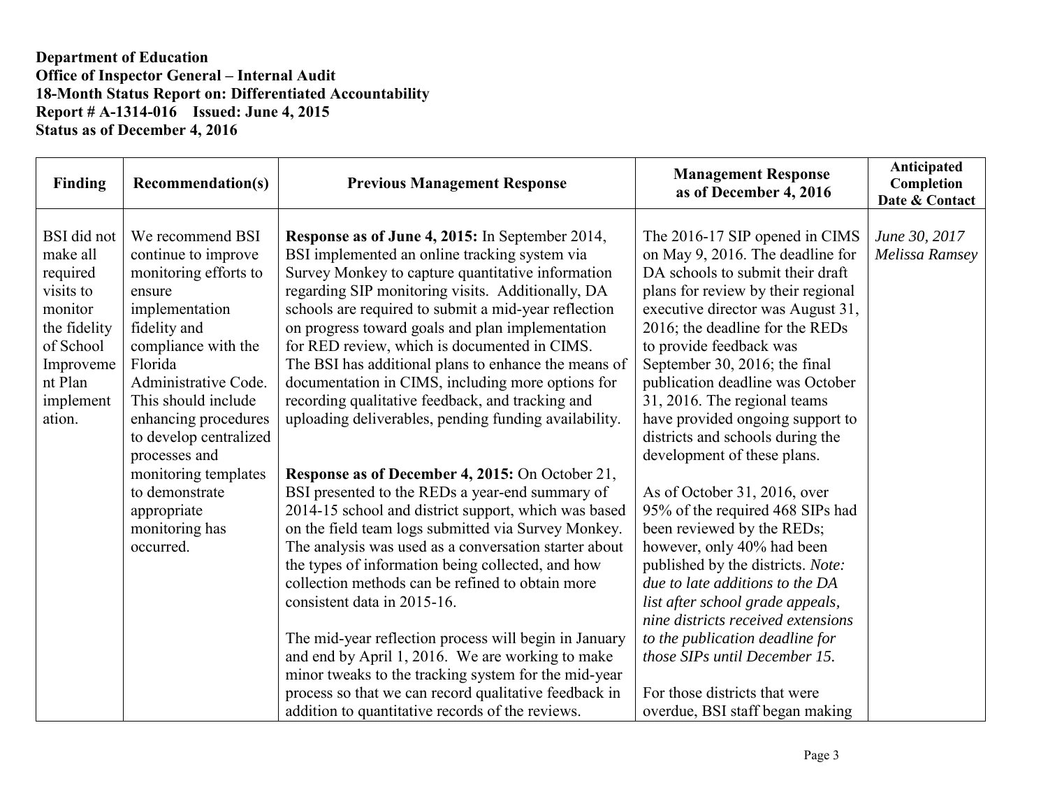**Department of Education**
**Office of Inspector General – Internal Audit**
**18-Month Status Report on: Differentiated Accountability**
**Report # A-1314-016 Issued: June 4, 2015**
**Status as of December 4, 2016**

| Finding | Recommendation(s) | Previous Management Response | Management Response as of December 4, 2016 | Anticipated Completion Date & Contact |
|---|---|---|---|---|
| BSI did not make all required visits to monitor the fidelity of School Improvement Plan implementation. | We recommend BSI continue to improve monitoring efforts to ensure implementation fidelity and compliance with the Florida Administrative Code. This should include enhancing procedures to develop centralized processes and monitoring templates to demonstrate appropriate monitoring has occurred. | **Response as of June 4, 2015:** In September 2014, BSI implemented an online tracking system via Survey Monkey to capture quantitative information regarding SIP monitoring visits. Additionally, DA schools are required to submit a mid-year reflection on progress toward goals and plan implementation for RED review, which is documented in CIMS. The BSI has additional plans to enhance the means of documentation in CIMS, including more options for recording qualitative feedback, and tracking and uploading deliverables, pending funding availability.<br><br>**Response as of December 4, 2015:** On October 21, BSI presented to the REDs a year-end summary of 2014-15 school and district support, which was based on the field team logs submitted via Survey Monkey. The analysis was used as a conversation starter about the types of information being collected, and how collection methods can be refined to obtain more consistent data in 2015-16.<br><br>The mid-year reflection process will begin in January and end by April 1, 2016. We are working to make minor tweaks to the tracking system for the mid-year process so that we can record qualitative feedback in addition to quantitative records of the reviews. | The 2016-17 SIP opened in CIMS on May 9, 2016. The deadline for DA schools to submit their draft plans for review by their regional executive director was August 31, 2016; the deadline for the REDs to provide feedback was September 30, 2016; the final publication deadline was October 31, 2016. The regional teams have provided ongoing support to districts and schools during the development of these plans.<br><br>As of October 31, 2016, over 95% of the required 468 SIPs had been reviewed by the REDs; however, only 40% had been published by the districts. *Note: due to late additions to the DA list after school grade appeals, nine districts received extensions to the publication deadline for those SIPs until December 15.*<br><br>For those districts that were overdue, BSI staff began making | *June 30, 2017*<br>*Melissa Ramsey* |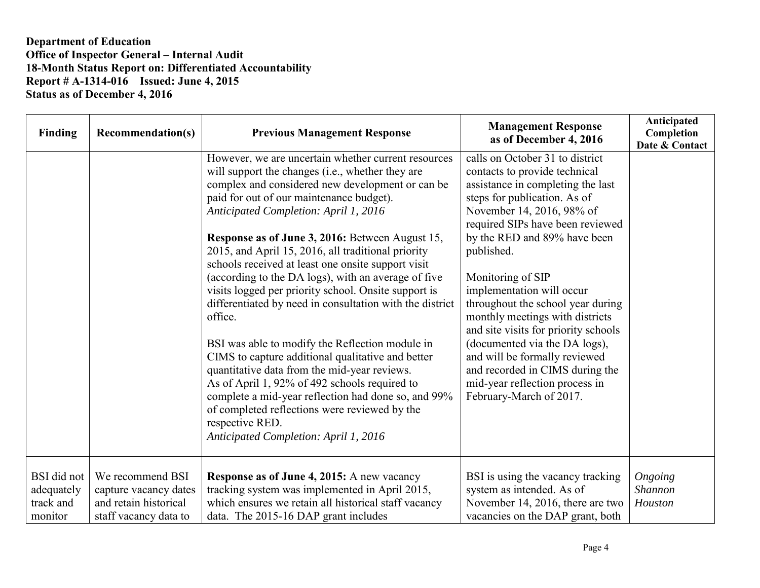**Department of Education**
**Office of Inspector General – Internal Audit**
**18-Month Status Report on: Differentiated Accountability**
**Report # A-1314-016 Issued: June 4, 2015**
**Status as of December 4, 2016**

| Finding | Recommendation(s) | Previous Management Response | Management Response as of December 4, 2016 | Anticipated Completion Date & Contact |
|---|---|---|---|---|
| | | However, we are uncertain whether current resources will support the changes (i.e., whether they are complex and considered new development or can be paid for out of our maintenance budget).<br>*Anticipated Completion: April 1, 2016*<br><br>**Response as of June 3, 2016:** Between August 15, 2015, and April 15, 2016, all traditional priority schools received at least one onsite support visit (according to the DA logs), with an average of five visits logged per priority school. Onsite support is differentiated by need in consultation with the district office.<br><br>BSI was able to modify the Reflection module in CIMS to capture additional qualitative and better quantitative data from the mid-year reviews.<br>As of April 1, 92% of 492 schools required to complete a mid-year reflection had done so, and 99% of completed reflections were reviewed by the respective RED.<br>*Anticipated Completion: April 1, 2016* | calls on October 31 to district contacts to provide technical assistance in completing the last steps for publication. As of November 14, 2016, 98% of required SIPs have been reviewed by the RED and 89% have been published.<br><br>Monitoring of SIP implementation will occur throughout the school year during monthly meetings with districts and site visits for priority schools (documented via the DA logs), and will be formally reviewed and recorded in CIMS during the mid-year reflection process in February-March of 2017. | |
| BSI did not adequately track and monitor | We recommend BSI capture vacancy dates and retain historical staff vacancy data to | **Response as of June 4, 2015:** A new vacancy tracking system was implemented in April 2015, which ensures we retain all historical staff vacancy data. The 2015-16 DAP grant includes | BSI is using the vacancy tracking system as intended. As of November 14, 2016, there are two vacancies on the DAP grant, both | *Ongoing*<br>*Shannon Houston* |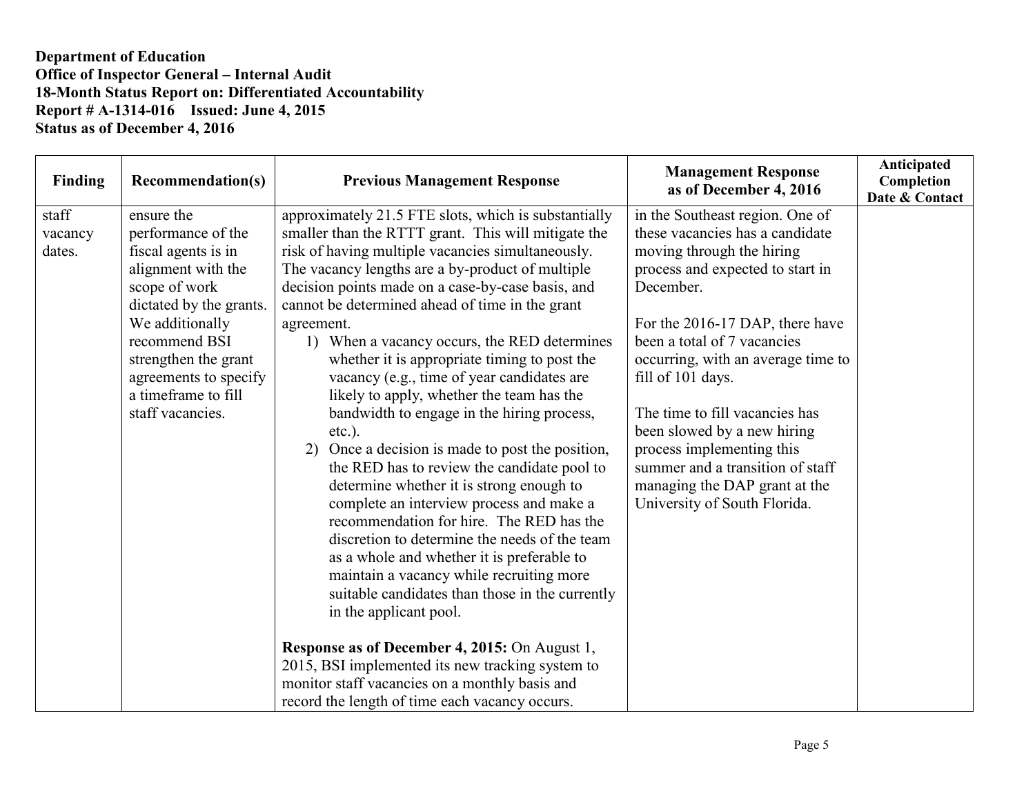**Department of Education**
**Office of Inspector General – Internal Audit**
**18-Month Status Report on: Differentiated Accountability**
**Report # A-1314-016 Issued: June 4, 2015**
**Status as of December 4, 2016**

| Finding | Recommendation(s) | Previous Management Response | Management Response as of December 4, 2016 | Anticipated Completion Date & Contact |
|---|---|---|---|---|
| staff vacancy dates. | ensure the performance of the fiscal agents is in alignment with the scope of work dictated by the grants. We additionally recommend BSI strengthen the grant agreements to specify a timeframe to fill staff vacancies. | approximately 21.5 FTE slots, which is substantially smaller than the RTTT grant. This will mitigate the risk of having multiple vacancies simultaneously. The vacancy lengths are a by-product of multiple decision points made on a case-by-case basis, and cannot be determined ahead of time in the grant agreement.<br>1) When a vacancy occurs, the RED determines whether it is appropriate timing to post the vacancy (e.g., time of year candidates are likely to apply, whether the team has the bandwidth to engage in the hiring process, etc.).<br>2) Once a decision is made to post the position, the RED has to review the candidate pool to determine whether it is strong enough to complete an interview process and make a recommendation for hire. The RED has the discretion to determine the needs of the team as a whole and whether it is preferable to maintain a vacancy while recruiting more suitable candidates than those in the currently in the applicant pool.<br><br>**Response as of December 4, 2015:** On August 1, 2015, BSI implemented its new tracking system to monitor staff vacancies on a monthly basis and record the length of time each vacancy occurs. | in the Southeast region. One of these vacancies has a candidate moving through the hiring process and expected to start in December.<br><br>For the 2016-17 DAP, there have been a total of 7 vacancies occurring, with an average time to fill of 101 days.<br><br>The time to fill vacancies has been slowed by a new hiring process implementing this summer and a transition of staff managing the DAP grant at the University of South Florida. | |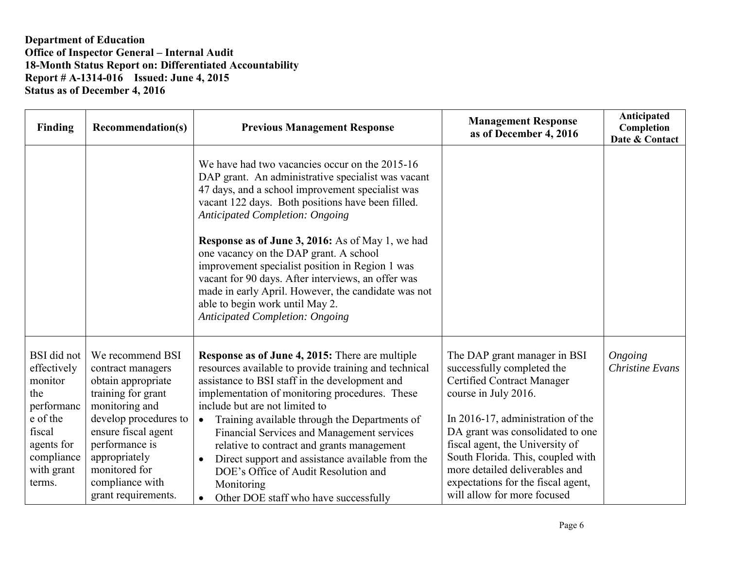**Department of Education**
**Office of Inspector General – Internal Audit**
**18-Month Status Report on: Differentiated Accountability**
**Report # A-1314-016 Issued: June 4, 2015**
**Status as of December 4, 2016**

| Finding | Recommendation(s) | Previous Management Response | Management Response as of December 4, 2016 | Anticipated Completion Date & Contact |
|---|---|---|---|---|
| | | We have had two vacancies occur on the 2015-16 DAP grant. An administrative specialist was vacant 47 days, and a school improvement specialist was vacant 122 days. Both positions have been filled. *Anticipated Completion: Ongoing*<br><br>**Response as of June 3, 2016:** As of May 1, we had one vacancy on the DAP grant. A school improvement specialist position in Region 1 was vacant for 90 days. After interviews, an offer was made in early April. However, the candidate was not able to begin work until May 2. *Anticipated Completion: Ongoing* | | |
| BSI did not effectively monitor the performance of the fiscal agents for compliance with grant terms. | We recommend BSI contract managers obtain appropriate training for grant monitoring and develop procedures to ensure fiscal agent performance is appropriately monitored for compliance with grant requirements. | **Response as of June 4, 2015:** There are multiple resources available to provide training and technical assistance to BSI staff in the development and implementation of monitoring procedures. These include but are not limited to<br>• Training available through the Departments of Financial Services and Management services relative to contract and grants management<br>• Direct support and assistance available from the DOE's Office of Audit Resolution and Monitoring<br>• Other DOE staff who have successfully | The DAP grant manager in BSI successfully completed the Certified Contract Manager course in July 2016.<br><br>In 2016-17, administration of the DA grant was consolidated to one fiscal agent, the University of South Florida. This, coupled with more detailed deliverables and expectations for the fiscal agent, will allow for more focused | *Ongoing*<br>*Christine Evans* |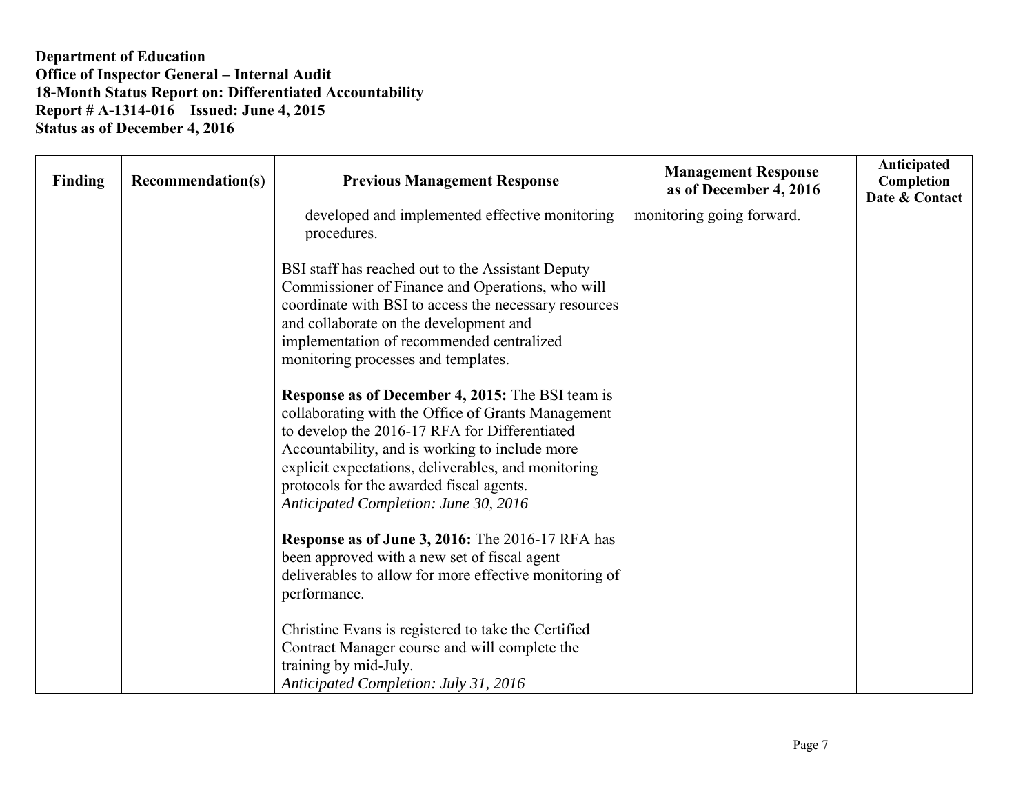**Department of Education**
**Office of Inspector General – Internal Audit**
**18-Month Status Report on: Differentiated Accountability**
**Report # A-1314-016 Issued: June 4, 2015**
**Status as of December 4, 2016**

| Finding | Recommendation(s) | Previous Management Response | Management Response as of December 4, 2016 | Anticipated Completion Date & Contact |
|---|---|---|---|---|
| | | developed and implemented effective monitoring procedures.<br><br>BSI staff has reached out to the Assistant Deputy Commissioner of Finance and Operations, who will coordinate with BSI to access the necessary resources and collaborate on the development and implementation of recommended centralized monitoring processes and templates.<br><br>**Response as of December 4, 2015:** The BSI team is collaborating with the Office of Grants Management to develop the 2016-17 RFA for Differentiated Accountability, and is working to include more explicit expectations, deliverables, and monitoring protocols for the awarded fiscal agents.<br>*Anticipated Completion: June 30, 2016*<br><br>**Response as of June 3, 2016:** The 2016-17 RFA has been approved with a new set of fiscal agent deliverables to allow for more effective monitoring of performance.<br><br>Christine Evans is registered to take the Certified Contract Manager course and will complete the training by mid-July.<br>*Anticipated Completion: July 31, 2016* | monitoring going forward. | |